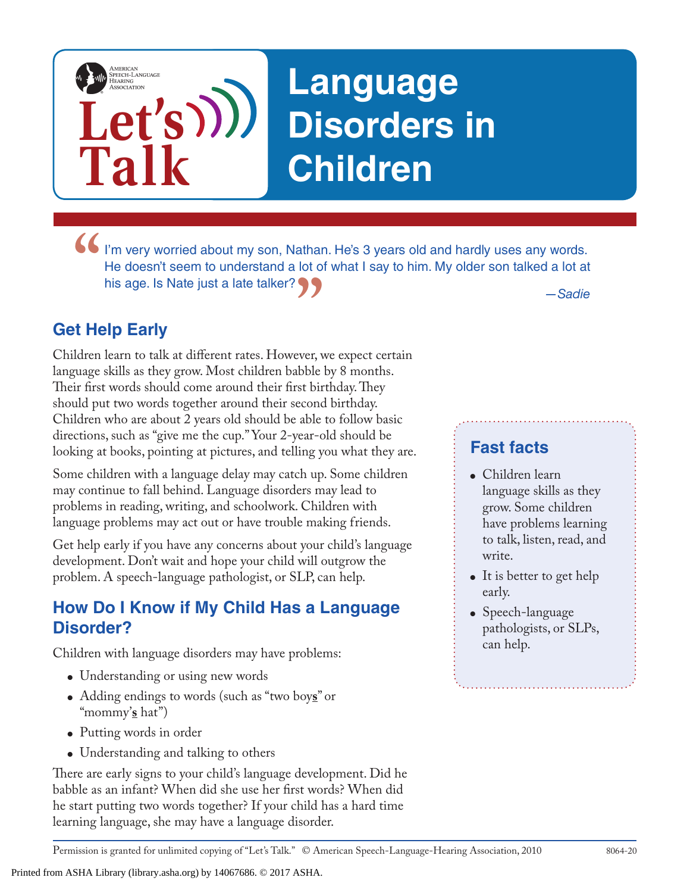American Speech-Language Hearing Association

Let's Talk

# Language Disorders in Children

> "I'm very worried about my son, Nathan. He's 3 years old and hardly uses any words. He doesn't seem to understand a lot of what I say to him. My older son talked a lot at his age. Is Nate just a late talker?"
>
> *—Sadie*

## Get Help Early

Children learn to talk at different rates. However, we expect certain language skills as they grow. Most children babble by 8 months. Their first words should come around their first birthday. They should put two words together around their second birthday. Children who are about 2 years old should be able to follow basic directions, such as "give me the cup." Your 2-year-old should be looking at books, pointing at pictures, and telling you what they are.

Some children with a language delay may catch up. Some children may continue to fall behind. Language disorders may lead to problems in reading, writing, and schoolwork. Children with language problems may act out or have trouble making friends.

Get help early if you have any concerns about your child's language development. Don't wait and hope your child will outgrow the problem. A speech-language pathologist, or SLP, can help.

## How Do I Know if My Child Has a Language Disorder?

Children with language disorders may have problems:

- Understanding or using new words
- Adding endings to words (such as "two boy**s**" or "mommy'**s** hat")
- Putting words in order
- Understanding and talking to others

There are early signs to your child's language development. Did he babble as an infant? When did she use her first words? When did he start putting two words together? If your child has a hard time learning language, she may have a language disorder.

### Fast facts

- Children learn language skills as they grow. Some children have problems learning to talk, listen, read, and write.
- It is better to get help early.
- Speech-language pathologists, or SLPs, can help.

Permission is granted for unlimited copying of "Let's Talk." © American Speech-Language-Hearing Association, 2010 8064-20

Printed from ASHA Library (library.asha.org) by 14067686. © 2017 ASHA.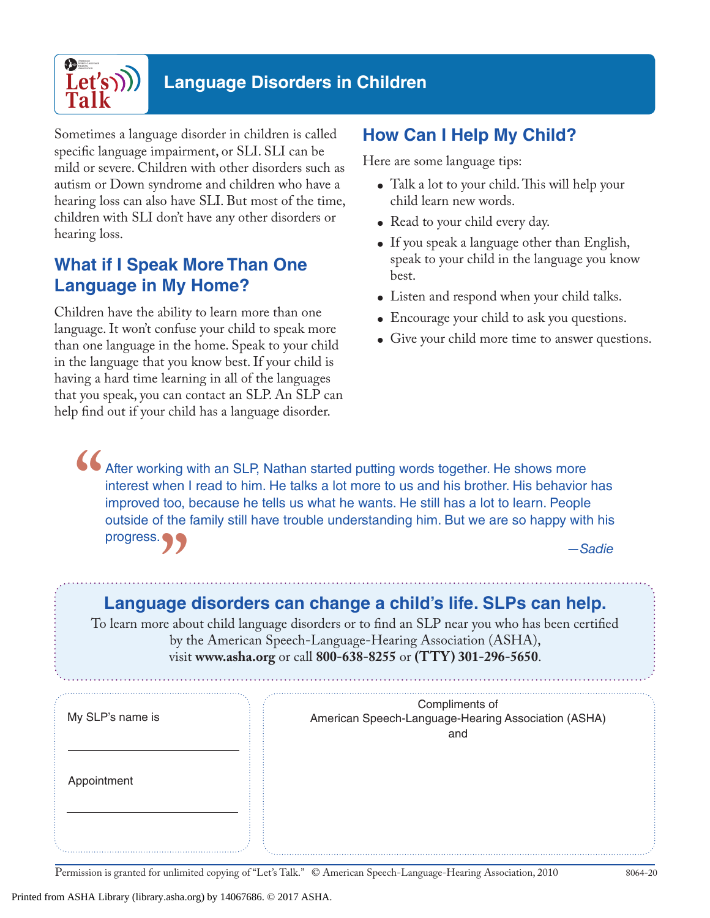# Language Disorders in Children

Sometimes a language disorder in children is called specific language impairment, or SLI. SLI can be mild or severe. Children with other disorders such as autism or Down syndrome and children who have a hearing loss can also have SLI. But most of the time, children with SLI don't have any other disorders or hearing loss.

## What if I Speak More Than One Language in My Home?

Children have the ability to learn more than one language. It won't confuse your child to speak more than one language in the home. Speak to your child in the language that you know best. If your child is having a hard time learning in all of the languages that you speak, you can contact an SLP. An SLP can help find out if your child has a language disorder.

## How Can I Help My Child?

Here are some language tips:

- Talk a lot to your child. This will help your child learn new words.
- Read to your child every day.
- If you speak a language other than English, speak to your child in the language you know best.
- Listen and respond when your child talks.
- Encourage your child to ask you questions.
- Give your child more time to answer questions.

> "After working with an SLP, Nathan started putting words together. He shows more interest when I read to him. He talks a lot more to us and his brother. His behavior has improved too, because he tells us what he wants. He still has a lot to learn. People outside of the family still have trouble understanding him. But we are so happy with his progress."
>
> *—Sadie*

### Language disorders can change a child's life. SLPs can help.

To learn more about child language disorders or to find an SLP near you who has been certified by the American Speech-Language-Hearing Association (ASHA), visit **www.asha.org** or call **800-638-8255** or **(TTY) 301-296-5650**.

My SLP's name is ______________________

Appointment ______________________

Compliments of
American Speech-Language-Hearing Association (ASHA)
and

Permission is granted for unlimited copying of "Let's Talk." © American Speech-Language-Hearing Association, 2010 8064-20

Printed from ASHA Library (library.asha.org) by 14067686. © 2017 ASHA.